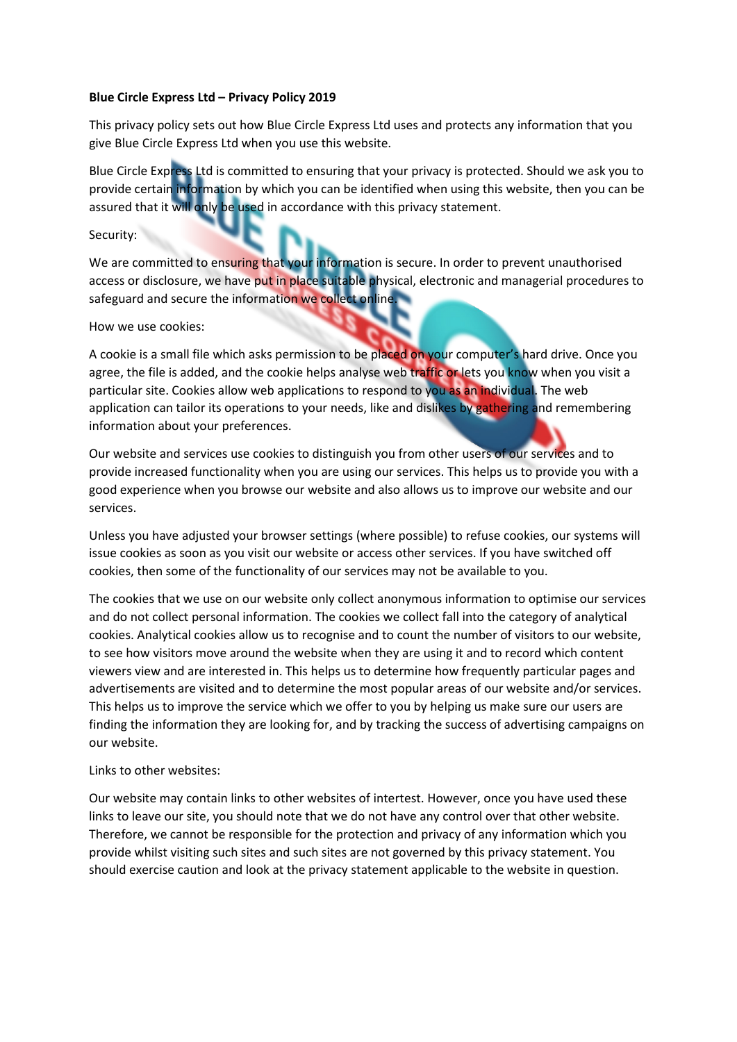**Blue Circle Express Ltd – Privacy Policy 2019**

This privacy policy sets out how Blue Circle Express Ltd uses and protects any information that you give Blue Circle Express Ltd when you use this website.

Blue Circle Express Ltd is committed to ensuring that your privacy is protected. Should we ask you to provide certain information by which you can be identified when using this website, then you can be assured that it will only be used in accordance with this privacy statement.

Security:

We are committed to ensuring that your information is secure. In order to prevent unauthorised access or disclosure, we have put in place suitable physical, electronic and managerial procedures to safeguard and secure the information we collect online.

How we use cookies:

A cookie is a small file which asks permission to be placed on your computer's hard drive. Once you agree, the file is added, and the cookie helps analyse web traffic or lets you know when you visit a particular site. Cookies allow web applications to respond to you as an individual. The web application can tailor its operations to your needs, like and dislikes by gathering and remembering information about your preferences.

Our website and services use cookies to distinguish you from other users of our services and to provide increased functionality when you are using our services. This helps us to provide you with a good experience when you browse our website and also allows us to improve our website and our services.

Unless you have adjusted your browser settings (where possible) to refuse cookies, our systems will issue cookies as soon as you visit our website or access other services. If you have switched off cookies, then some of the functionality of our services may not be available to you.

The cookies that we use on our website only collect anonymous information to optimise our services and do not collect personal information. The cookies we collect fall into the category of analytical cookies. Analytical cookies allow us to recognise and to count the number of visitors to our website, to see how visitors move around the website when they are using it and to record which content viewers view and are interested in. This helps us to determine how frequently particular pages and advertisements are visited and to determine the most popular areas of our website and/or services. This helps us to improve the service which we offer to you by helping us make sure our users are finding the information they are looking for, and by tracking the success of advertising campaigns on our website.

Links to other websites:

Our website may contain links to other websites of intertest. However, once you have used these links to leave our site, you should note that we do not have any control over that other website. Therefore, we cannot be responsible for the protection and privacy of any information which you provide whilst visiting such sites and such sites are not governed by this privacy statement. You should exercise caution and look at the privacy statement applicable to the website in question.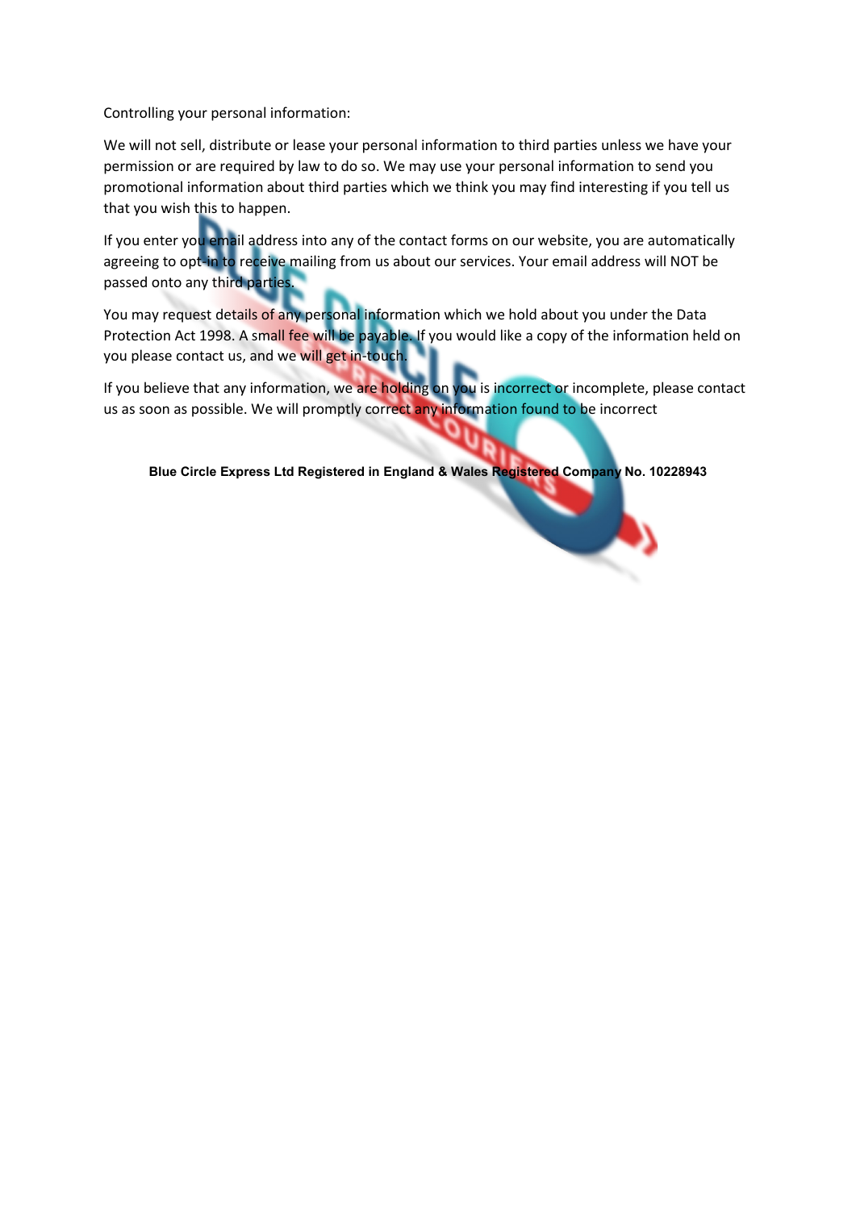Controlling your personal information:

We will not sell, distribute or lease your personal information to third parties unless we have your permission or are required by law to do so. We may use your personal information to send you promotional information about third parties which we think you may find interesting if you tell us that you wish this to happen.

If you enter you email address into any of the contact forms on our website, you are automatically agreeing to opt-in to receive mailing from us about our services. Your email address will NOT be passed onto any third parties.

You may request details of any personal information which we hold about you under the Data Protection Act 1998. A small fee will be payable. If you would like a copy of the information held on you please contact us, and we will get in-touch.

If you believe that any information, we are holding on you is incorrect or incomplete, please contact us as soon as possible. We will promptly correct any information found to be incorrect

**Blue Circle Express Ltd Registered in England & Wales Registered Company No. 10228943**